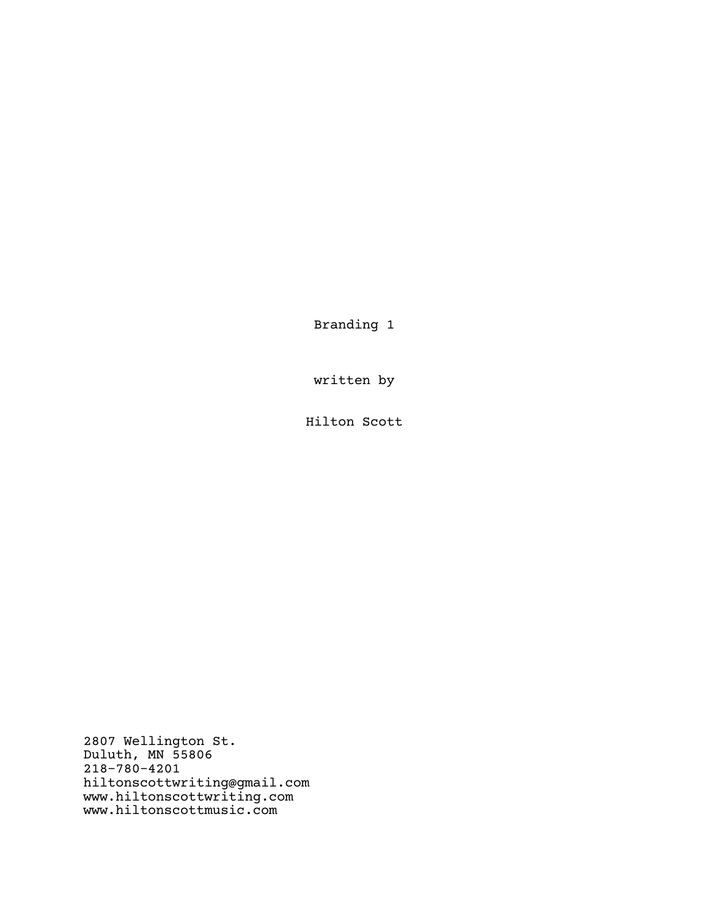# Branding 1

written by

Hilton Scott

2807 Wellington St.
Duluth, MN 55806
218-780-4201
hiltonscottwriting@gmail.com
www.hiltonscottwriting.com
www.hiltonscottmusic.com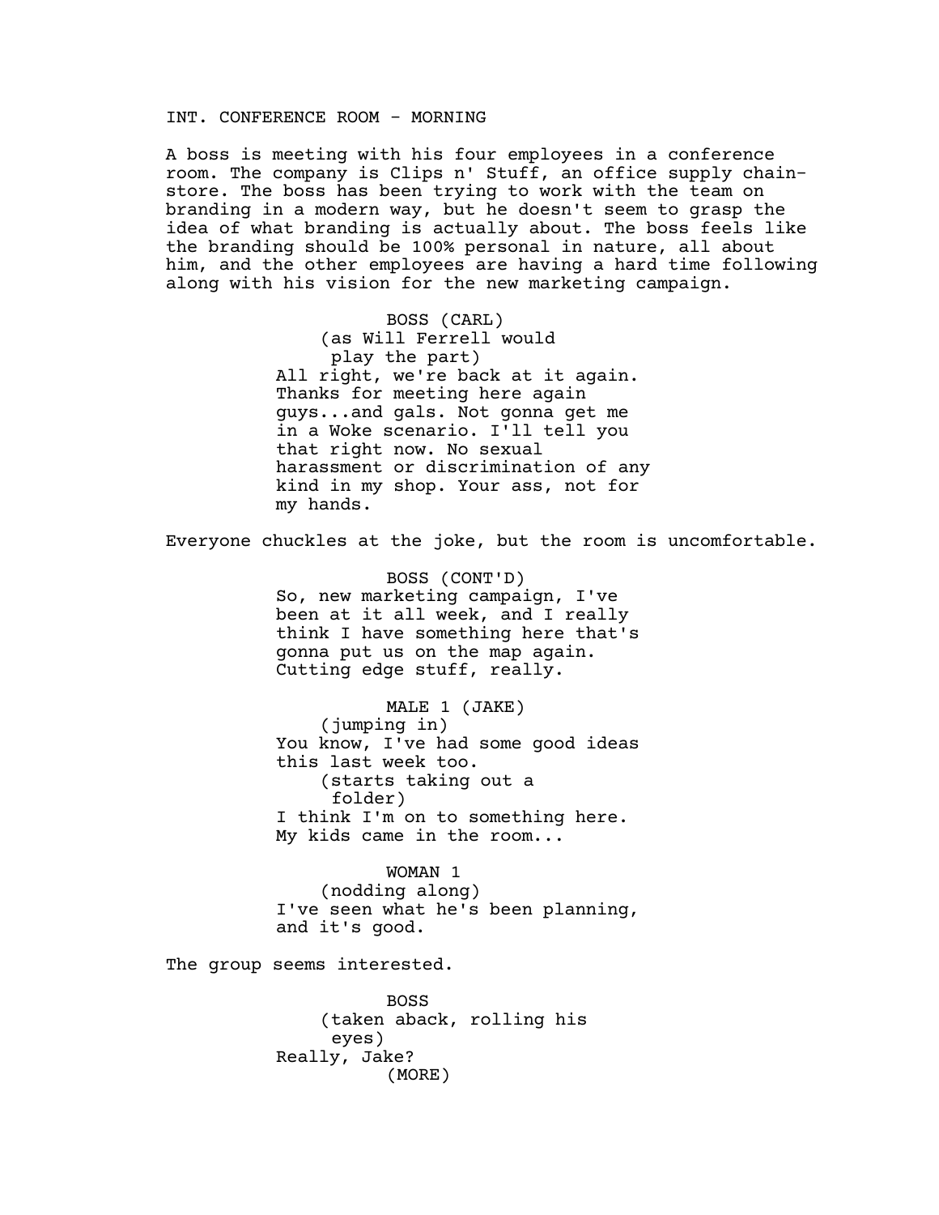INT. CONFERENCE ROOM - MORNING

A boss is meeting with his four employees in a conference room. The company is Clips n' Stuff, an office supply chain-store. The boss has been trying to work with the team on branding in a modern way, but he doesn't seem to grasp the idea of what branding is actually about. The boss feels like the branding should be 100% personal in nature, all about him, and the other employees are having a hard time following along with his vision for the new marketing campaign.

BOSS (CARL)
(as Will Ferrell would play the part)
All right, we're back at it again. Thanks for meeting here again guys...and gals. Not gonna get me in a Woke scenario. I'll tell you that right now. No sexual harassment or discrimination of any kind in my shop. Your ass, not for my hands.

Everyone chuckles at the joke, but the room is uncomfortable.

BOSS (CONT'D)
So, new marketing campaign, I've been at it all week, and I really think I have something here that's gonna put us on the map again. Cutting edge stuff, really.

MALE 1 (JAKE)
(jumping in)
You know, I've had some good ideas this last week too.
(starts taking out a folder)
I think I'm on to something here. My kids came in the room...

WOMAN 1
(nodding along)
I've seen what he's been planning, and it's good.

The group seems interested.

BOSS
(taken aback, rolling his eyes)
Really, Jake?
(MORE)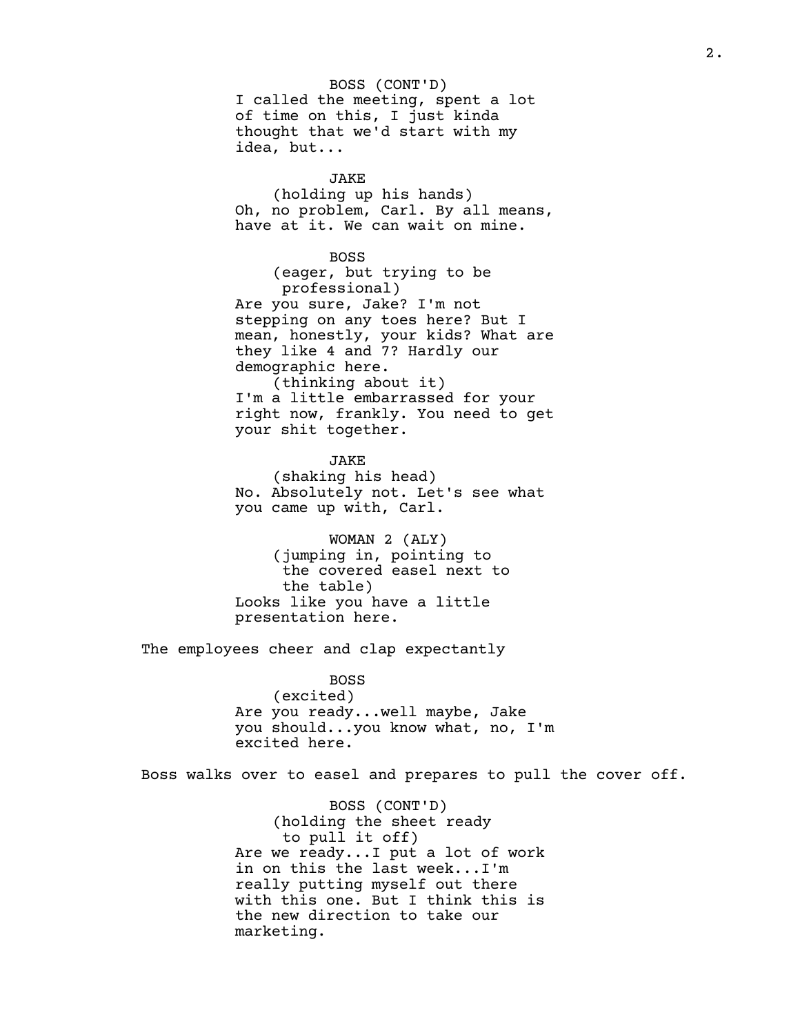BOSS (CONT'D)
I called the meeting, spent a lot of time on this, I just kinda thought that we'd start with my idea, but...

JAKE
(holding up his hands)
Oh, no problem, Carl. By all means, have at it. We can wait on mine.

BOSS
(eager, but trying to be professional)
Are you sure, Jake? I'm not stepping on any toes here? But I mean, honestly, your kids? What are they like 4 and 7? Hardly our demographic here.
(thinking about it)
I'm a little embarrassed for your right now, frankly. You need to get your shit together.

JAKE
(shaking his head)
No. Absolutely not. Let's see what you came up with, Carl.

WOMAN 2 (ALY)
(jumping in, pointing to the covered easel next to the table)
Looks like you have a little presentation here.

The employees cheer and clap expectantly

BOSS
(excited)
Are you ready...well maybe, Jake you should...you know what, no, I'm excited here.

Boss walks over to easel and prepares to pull the cover off.

BOSS (CONT'D)
(holding the sheet ready to pull it off)
Are we ready...I put a lot of work in on this the last week...I'm really putting myself out there with this one. But I think this is the new direction to take our marketing.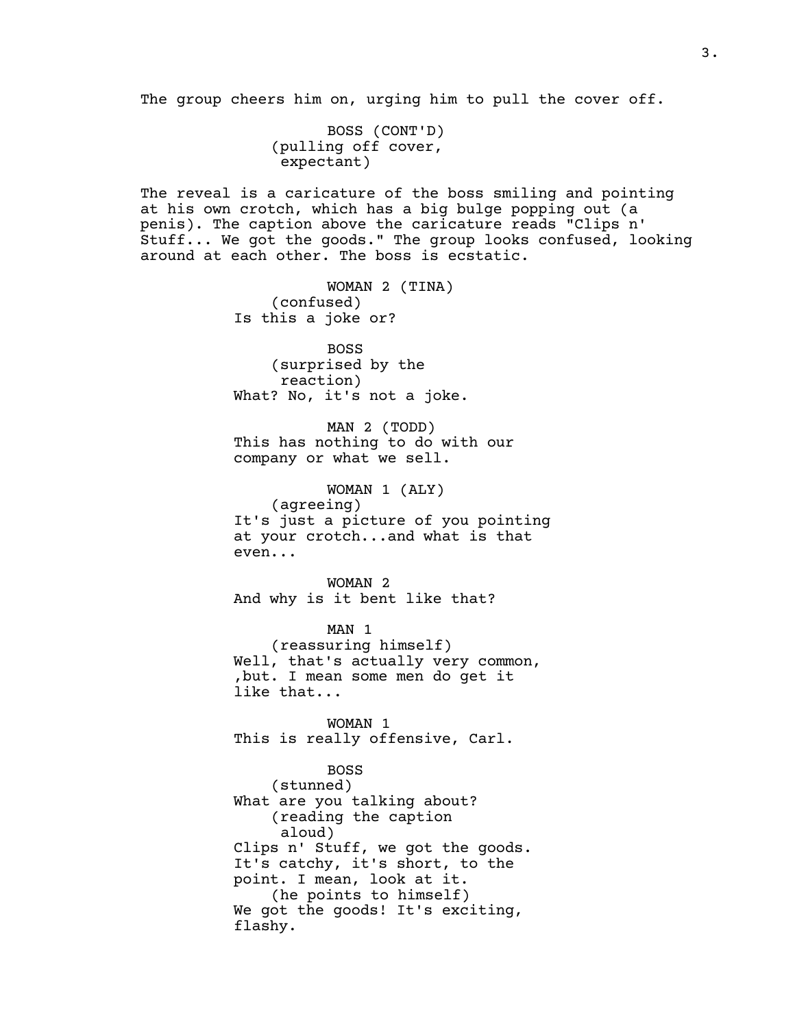The group cheers him on, urging him to pull the cover off.

BOSS (CONT'D)
(pulling off cover,
expectant)

The reveal is a caricature of the boss smiling and pointing at his own crotch, which has a big bulge popping out (a penis). The caption above the caricature reads "Clips n' Stuff... We got the goods." The group looks confused, looking around at each other. The boss is ecstatic.

WOMAN 2 (TINA)
(confused)
Is this a joke or?

BOSS
(surprised by the
reaction)
What? No, it's not a joke.

MAN 2 (TODD)
This has nothing to do with our
company or what we sell.

WOMAN 1 (ALY)
(agreeing)
It's just a picture of you pointing
at your crotch...and what is that
even...

WOMAN 2
And why is it bent like that?

MAN 1
(reassuring himself)
Well, that's actually very common,
,but. I mean some men do get it
like that...

WOMAN 1
This is really offensive, Carl.

BOSS
(stunned)
What are you talking about?
(reading the caption
aloud)
Clips n' Stuff, we got the goods.
It's catchy, it's short, to the
point. I mean, look at it.
(he points to himself)
We got the goods! It's exciting,
flashy.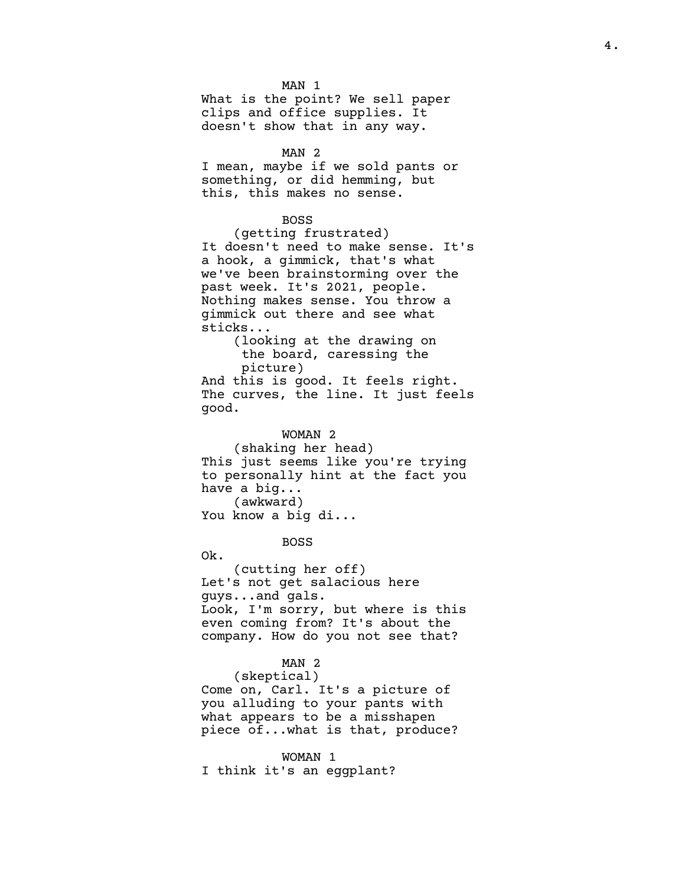MAN 1
What is the point? We sell paper clips and office supplies. It doesn't show that in any way.

MAN 2
I mean, maybe if we sold pants or something, or did hemming, but this, this makes no sense.

BOSS
(getting frustrated)
It doesn't need to make sense. It's a hook, a gimmick, that's what we've been brainstorming over the past week. It's 2021, people. Nothing makes sense. You throw a gimmick out there and see what sticks...
(looking at the drawing on the board, caressing the picture)
And this is good. It feels right. The curves, the line. It just feels good.

WOMAN 2
(shaking her head)
This just seems like you're trying to personally hint at the fact you have a big...
(awkward)
You know a big di...

BOSS
Ok.
(cutting her off)
Let's not get salacious here guys...and gals.
Look, I'm sorry, but where is this even coming from? It's about the company. How do you not see that?

MAN 2
(skeptical)
Come on, Carl. It's a picture of you alluding to your pants with what appears to be a misshapen piece of...what is that, produce?

WOMAN 1
I think it's an eggplant?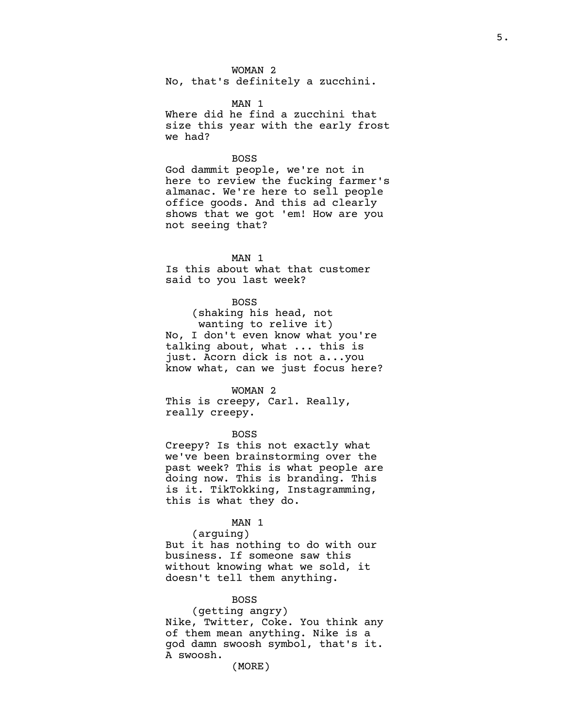WOMAN 2
No, that's definitely a zucchini.

MAN 1
Where did he find a zucchini that size this year with the early frost we had?

BOSS
God dammit people, we're not in here to review the fucking farmer's almanac. We're here to sell people office goods. And this ad clearly shows that we got 'em! How are you not seeing that?

MAN 1
Is this about what that customer said to you last week?

BOSS
(shaking his head, not wanting to relive it)
No, I don't even know what you're talking about, what ... this is just. Acorn dick is not a...you know what, can we just focus here?

WOMAN 2
This is creepy, Carl. Really, really creepy.

BOSS
Creepy? Is this not exactly what we've been brainstorming over the past week? This is what people are doing now. This is branding. This is it. TikTokking, Instagramming, this is what they do.

MAN 1
(arguing)
But it has nothing to do with our business. If someone saw this without knowing what we sold, it doesn't tell them anything.

BOSS
(getting angry)
Nike, Twitter, Coke. You think any of them mean anything. Nike is a god damn swoosh symbol, that's it. A swoosh.
(MORE)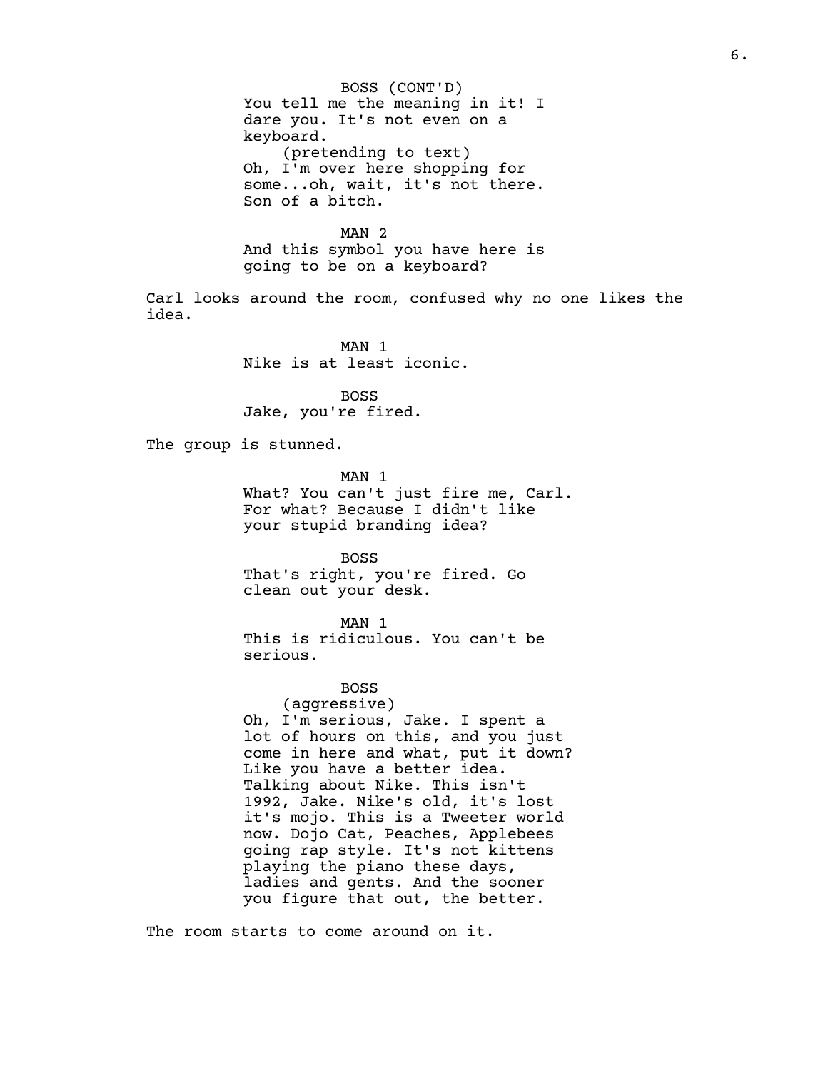BOSS (CONT'D)
You tell me the meaning in it! I dare you. It's not even on a keyboard.
(pretending to text)
Oh, I'm over here shopping for some...oh, wait, it's not there. Son of a bitch.

MAN 2
And this symbol you have here is going to be on a keyboard?

Carl looks around the room, confused why no one likes the idea.

MAN 1
Nike is at least iconic.

BOSS
Jake, you're fired.

The group is stunned.

MAN 1
What? You can't just fire me, Carl. For what? Because I didn't like your stupid branding idea?

BOSS
That's right, you're fired. Go clean out your desk.

MAN 1
This is ridiculous. You can't be serious.

BOSS
(aggressive)
Oh, I'm serious, Jake. I spent a lot of hours on this, and you just come in here and what, put it down? Like you have a better idea. Talking about Nike. This isn't 1992, Jake. Nike's old, it's lost it's mojo. This is a Tweeter world now. Dojo Cat, Peaches, Applebees going rap style. It's not kittens playing the piano these days, ladies and gents. And the sooner you figure that out, the better.

The room starts to come around on it.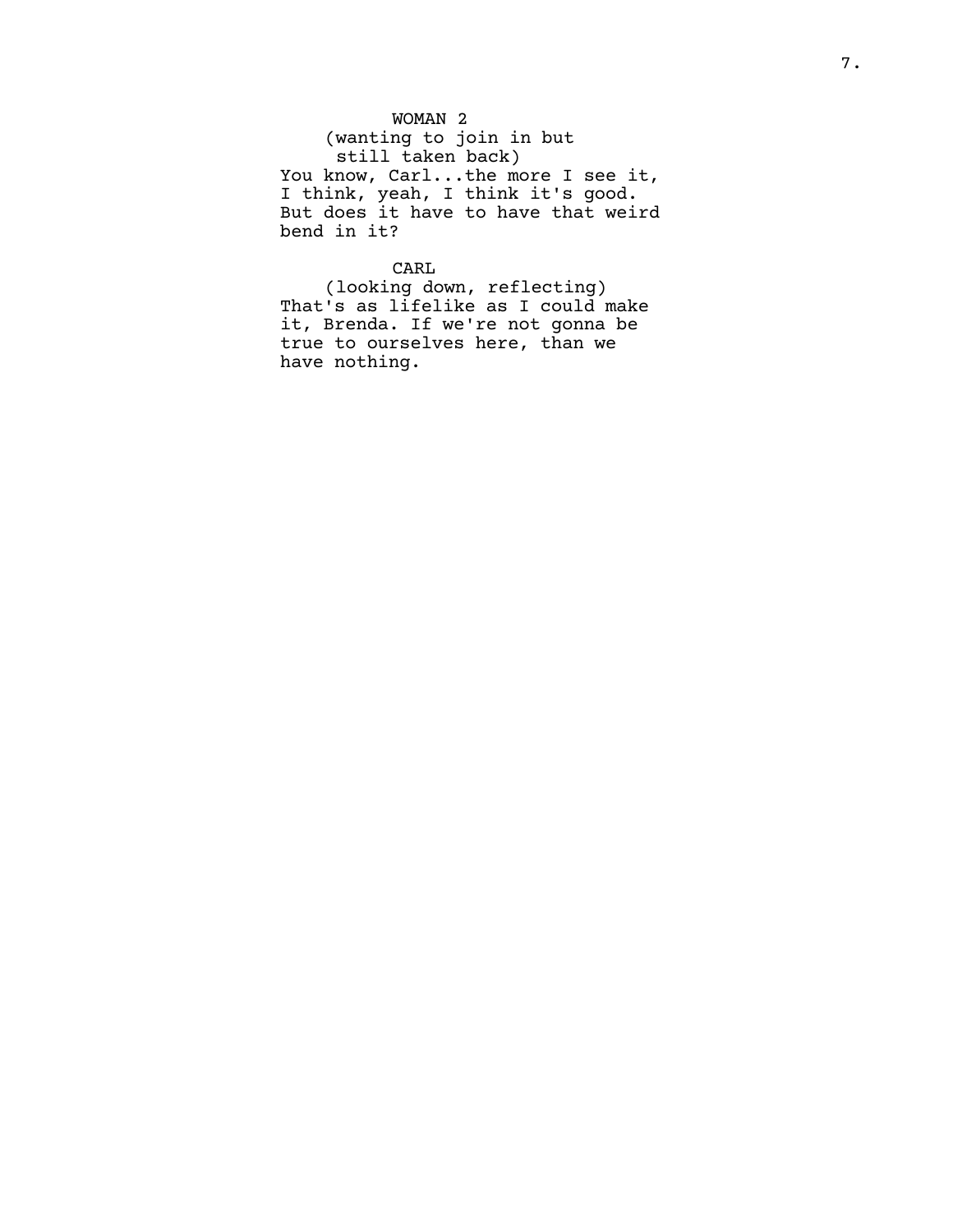WOMAN 2
(wanting to join in but still taken back)
You know, Carl...the more I see it, I think, yeah, I think it's good. But does it have to have that weird bend in it?

CARL
(looking down, reflecting)
That's as lifelike as I could make it, Brenda. If we're not gonna be true to ourselves here, than we have nothing.